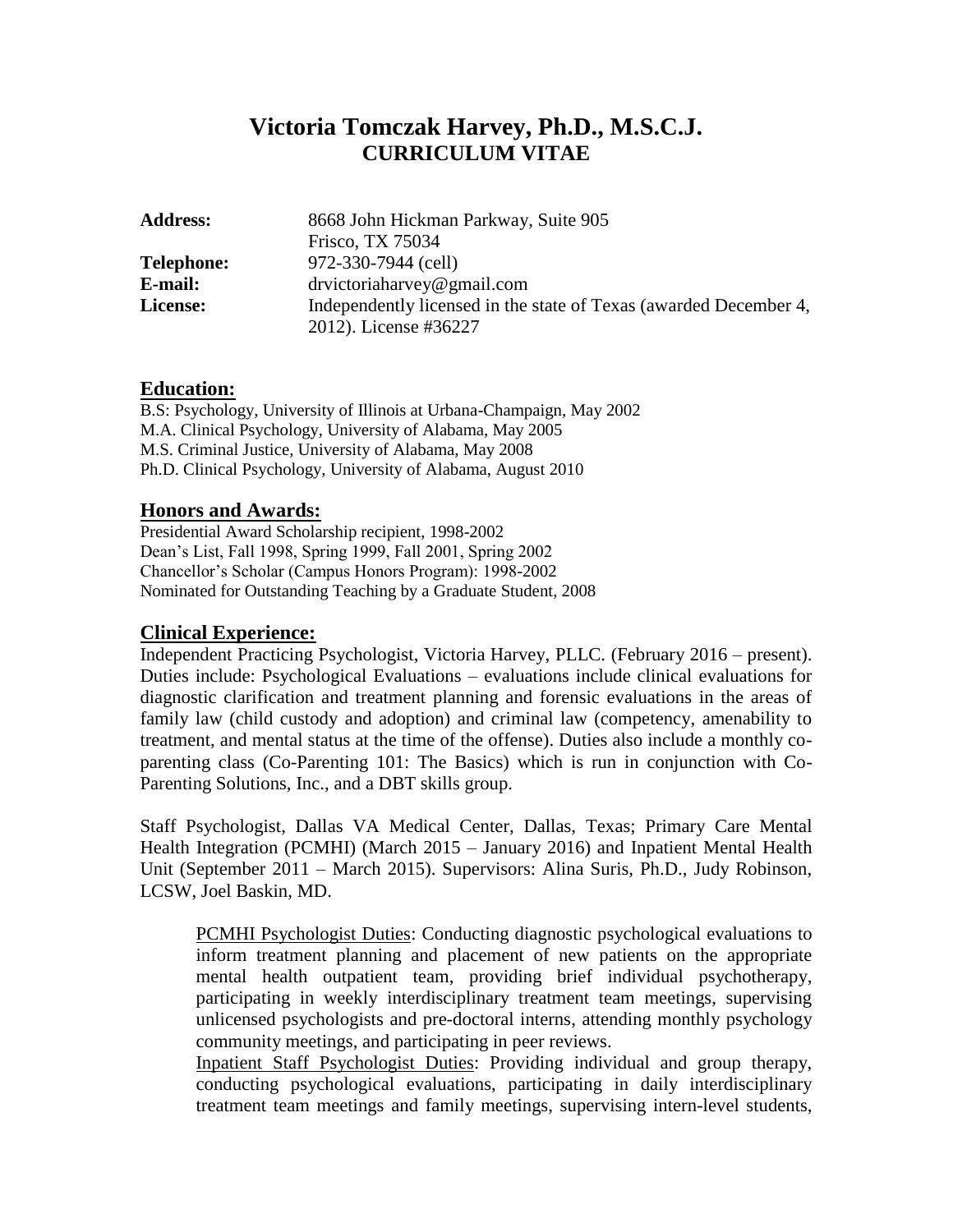# Victoria Tomczak Harvey, Ph.D., M.S.C.J.
## CURRICULUM VITAE

**Address:** 8668 John Hickman Parkway, Suite 905
Frisco, TX 75034
**Telephone:** 972-330-7944 (cell)
**E-mail:** drvictoriaharvey@gmail.com
**License:** Independently licensed in the state of Texas (awarded December 4, 2012). License #36227

## Education:

B.S: Psychology, University of Illinois at Urbana-Champaign, May 2002
M.A. Clinical Psychology, University of Alabama, May 2005
M.S. Criminal Justice, University of Alabama, May 2008
Ph.D. Clinical Psychology, University of Alabama, August 2010

## Honors and Awards:

Presidential Award Scholarship recipient, 1998-2002
Dean's List, Fall 1998, Spring 1999, Fall 2001, Spring 2002
Chancellor's Scholar (Campus Honors Program): 1998-2002
Nominated for Outstanding Teaching by a Graduate Student, 2008

## Clinical Experience:

Independent Practicing Psychologist, Victoria Harvey, PLLC. (February 2016 – present). Duties include: Psychological Evaluations – evaluations include clinical evaluations for diagnostic clarification and treatment planning and forensic evaluations in the areas of family law (child custody and adoption) and criminal law (competency, amenability to treatment, and mental status at the time of the offense). Duties also include a monthly co-parenting class (Co-Parenting 101: The Basics) which is run in conjunction with Co-Parenting Solutions, Inc., and a DBT skills group.

Staff Psychologist, Dallas VA Medical Center, Dallas, Texas; Primary Care Mental Health Integration (PCMHI) (March 2015 – January 2016) and Inpatient Mental Health Unit (September 2011 – March 2015). Supervisors: Alina Suris, Ph.D., Judy Robinson, LCSW, Joel Baskin, MD.

> PCMHI Psychologist Duties: Conducting diagnostic psychological evaluations to inform treatment planning and placement of new patients on the appropriate mental health outpatient team, providing brief individual psychotherapy, participating in weekly interdisciplinary treatment team meetings, supervising unlicensed psychologists and pre-doctoral interns, attending monthly psychology community meetings, and participating in peer reviews.
>
> Inpatient Staff Psychologist Duties: Providing individual and group therapy, conducting psychological evaluations, participating in daily interdisciplinary treatment team meetings and family meetings, supervising intern-level students,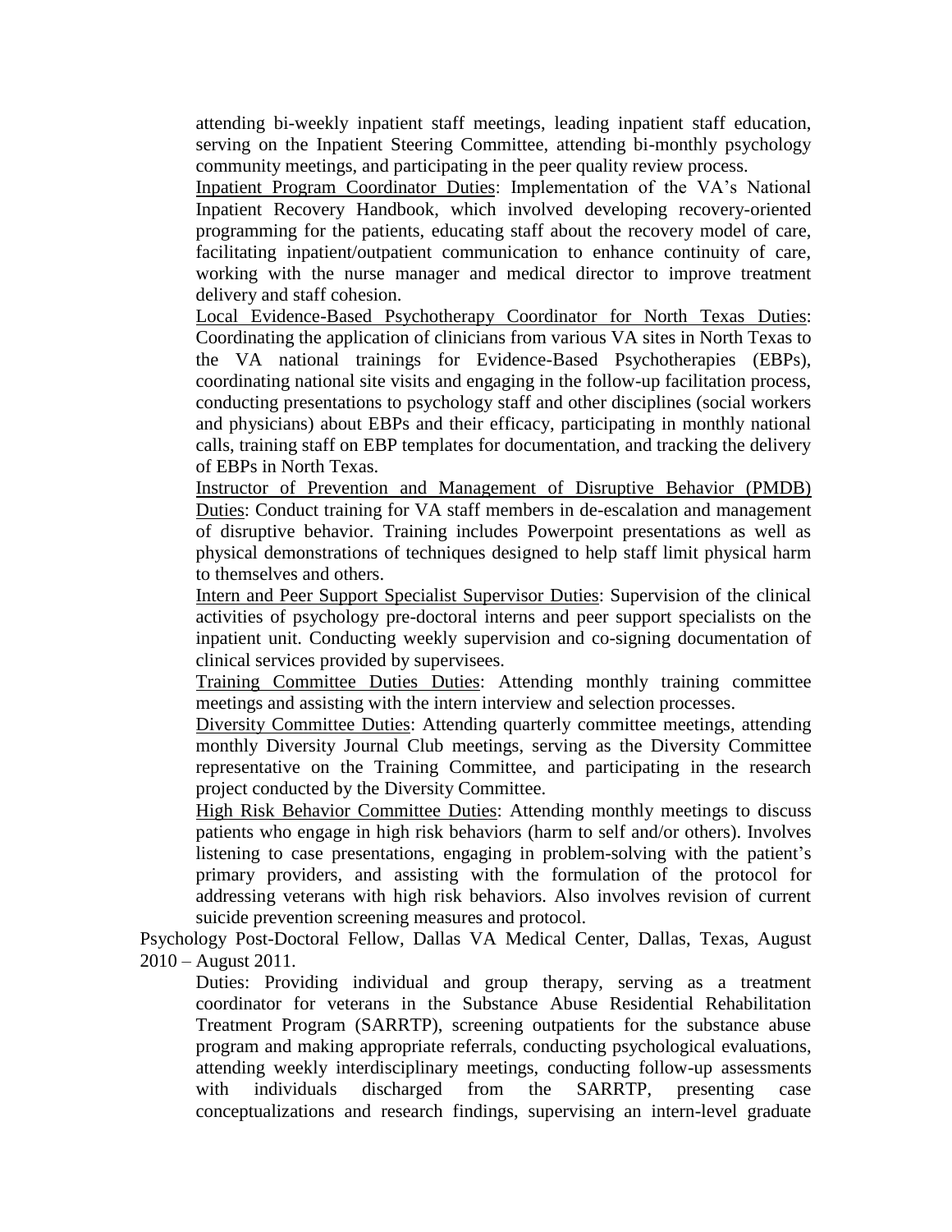attending bi-weekly inpatient staff meetings, leading inpatient staff education, serving on the Inpatient Steering Committee, attending bi-monthly psychology community meetings, and participating in the peer quality review process.

<u>Inpatient Program Coordinator Duties</u>: Implementation of the VA's National Inpatient Recovery Handbook, which involved developing recovery-oriented programming for the patients, educating staff about the recovery model of care, facilitating inpatient/outpatient communication to enhance continuity of care, working with the nurse manager and medical director to improve treatment delivery and staff cohesion.

<u>Local Evidence-Based Psychotherapy Coordinator for North Texas Duties</u>: Coordinating the application of clinicians from various VA sites in North Texas to the VA national trainings for Evidence-Based Psychotherapies (EBPs), coordinating national site visits and engaging in the follow-up facilitation process, conducting presentations to psychology staff and other disciplines (social workers and physicians) about EBPs and their efficacy, participating in monthly national calls, training staff on EBP templates for documentation, and tracking the delivery of EBPs in North Texas.

<u>Instructor of Prevention and Management of Disruptive Behavior (PMDB) Duties</u>: Conduct training for VA staff members in de-escalation and management of disruptive behavior. Training includes Powerpoint presentations as well as physical demonstrations of techniques designed to help staff limit physical harm to themselves and others.

<u>Intern and Peer Support Specialist Supervisor Duties</u>: Supervision of the clinical activities of psychology pre-doctoral interns and peer support specialists on the inpatient unit. Conducting weekly supervision and co-signing documentation of clinical services provided by supervisees.

<u>Training Committee Duties Duties</u>: Attending monthly training committee meetings and assisting with the intern interview and selection processes.

<u>Diversity Committee Duties</u>: Attending quarterly committee meetings, attending monthly Diversity Journal Club meetings, serving as the Diversity Committee representative on the Training Committee, and participating in the research project conducted by the Diversity Committee.

<u>High Risk Behavior Committee Duties</u>: Attending monthly meetings to discuss patients who engage in high risk behaviors (harm to self and/or others). Involves listening to case presentations, engaging in problem-solving with the patient's primary providers, and assisting with the formulation of the protocol for addressing veterans with high risk behaviors. Also involves revision of current suicide prevention screening measures and protocol.

Psychology Post-Doctoral Fellow, Dallas VA Medical Center, Dallas, Texas, August 2010 – August 2011.

Duties: Providing individual and group therapy, serving as a treatment coordinator for veterans in the Substance Abuse Residential Rehabilitation Treatment Program (SARRTP), screening outpatients for the substance abuse program and making appropriate referrals, conducting psychological evaluations, attending weekly interdisciplinary meetings, conducting follow-up assessments with individuals discharged from the SARRTP, presenting case conceptualizations and research findings, supervising an intern-level graduate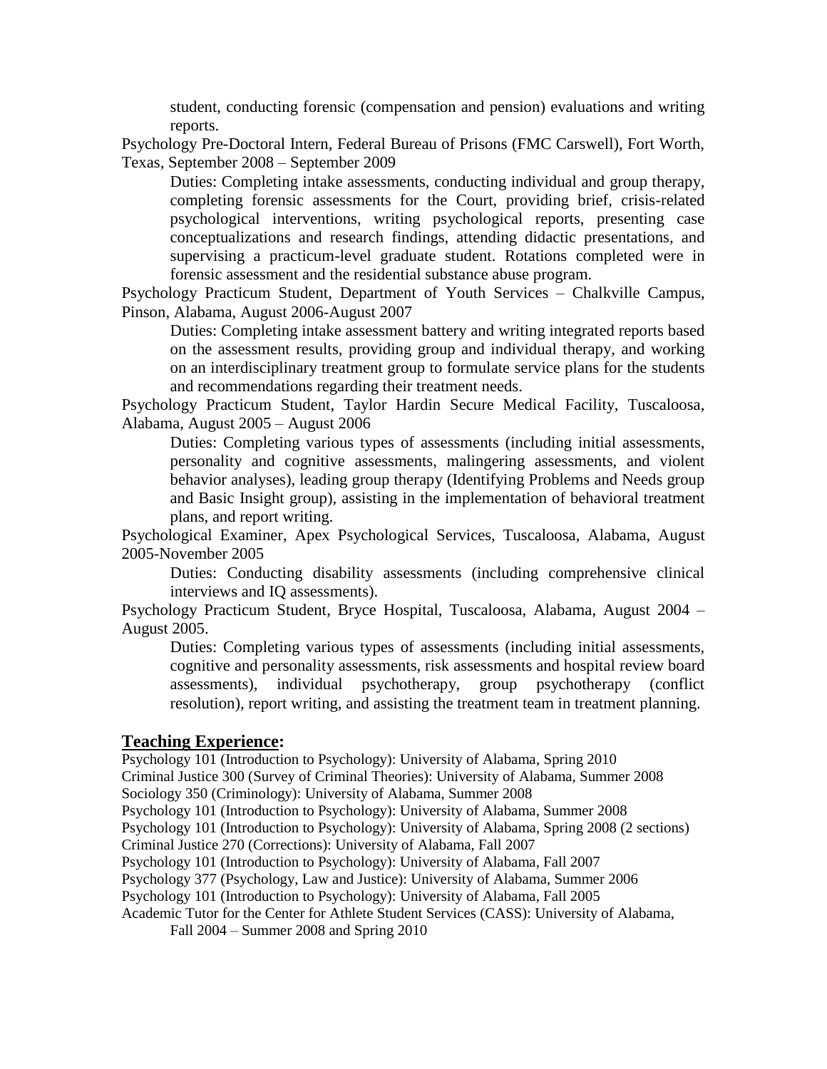student, conducting forensic (compensation and pension) evaluations and writing reports.

Psychology Pre-Doctoral Intern, Federal Bureau of Prisons (FMC Carswell), Fort Worth, Texas, September 2008 – September 2009

> Duties: Completing intake assessments, conducting individual and group therapy, completing forensic assessments for the Court, providing brief, crisis-related psychological interventions, writing psychological reports, presenting case conceptualizations and research findings, attending didactic presentations, and supervising a practicum-level graduate student. Rotations completed were in forensic assessment and the residential substance abuse program.

Psychology Practicum Student, Department of Youth Services – Chalkville Campus, Pinson, Alabama, August 2006-August 2007

> Duties: Completing intake assessment battery and writing integrated reports based on the assessment results, providing group and individual therapy, and working on an interdisciplinary treatment group to formulate service plans for the students and recommendations regarding their treatment needs.

Psychology Practicum Student, Taylor Hardin Secure Medical Facility, Tuscaloosa, Alabama, August 2005 – August 2006

> Duties: Completing various types of assessments (including initial assessments, personality and cognitive assessments, malingering assessments, and violent behavior analyses), leading group therapy (Identifying Problems and Needs group and Basic Insight group), assisting in the implementation of behavioral treatment plans, and report writing.

Psychological Examiner, Apex Psychological Services, Tuscaloosa, Alabama, August 2005-November 2005

> Duties: Conducting disability assessments (including comprehensive clinical interviews and IQ assessments).

Psychology Practicum Student, Bryce Hospital, Tuscaloosa, Alabama, August 2004 – August 2005.

> Duties: Completing various types of assessments (including initial assessments, cognitive and personality assessments, risk assessments and hospital review board assessments), individual psychotherapy, group psychotherapy (conflict resolution), report writing, and assisting the treatment team in treatment planning.

## **Teaching Experience:**

Psychology 101 (Introduction to Psychology): University of Alabama, Spring 2010  
Criminal Justice 300 (Survey of Criminal Theories): University of Alabama, Summer 2008  
Sociology 350 (Criminology): University of Alabama, Summer 2008  
Psychology 101 (Introduction to Psychology): University of Alabama, Summer 2008  
Psychology 101 (Introduction to Psychology): University of Alabama, Spring 2008 (2 sections)  
Criminal Justice 270 (Corrections): University of Alabama, Fall 2007  
Psychology 101 (Introduction to Psychology): University of Alabama, Fall 2007  
Psychology 377 (Psychology, Law and Justice): University of Alabama, Summer 2006  
Psychology 101 (Introduction to Psychology): University of Alabama, Fall 2005  
Academic Tutor for the Center for Athlete Student Services (CASS): University of Alabama, Fall 2004 – Summer 2008 and Spring 2010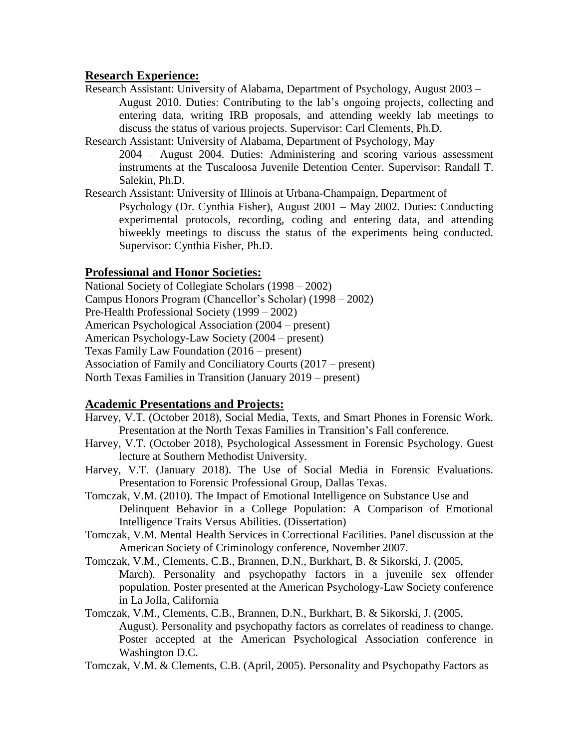## Research Experience:

Research Assistant: University of Alabama, Department of Psychology, August 2003 – August 2010. Duties: Contributing to the lab's ongoing projects, collecting and entering data, writing IRB proposals, and attending weekly lab meetings to discuss the status of various projects. Supervisor: Carl Clements, Ph.D.

Research Assistant: University of Alabama, Department of Psychology, May 2004 – August 2004. Duties: Administering and scoring various assessment instruments at the Tuscaloosa Juvenile Detention Center. Supervisor: Randall T. Salekin, Ph.D.

Research Assistant: University of Illinois at Urbana-Champaign, Department of Psychology (Dr. Cynthia Fisher), August 2001 – May 2002. Duties: Conducting experimental protocols, recording, coding and entering data, and attending biweekly meetings to discuss the status of the experiments being conducted. Supervisor: Cynthia Fisher, Ph.D.

## Professional and Honor Societies:

National Society of Collegiate Scholars (1998 – 2002)
Campus Honors Program (Chancellor's Scholar) (1998 – 2002)
Pre-Health Professional Society (1999 – 2002)
American Psychological Association (2004 – present)
American Psychology-Law Society (2004 – present)
Texas Family Law Foundation (2016 – present)
Association of Family and Conciliatory Courts (2017 – present)
North Texas Families in Transition (January 2019 – present)

## Academic Presentations and Projects:

Harvey, V.T. (October 2018), Social Media, Texts, and Smart Phones in Forensic Work. Presentation at the North Texas Families in Transition's Fall conference.

Harvey, V.T. (October 2018), Psychological Assessment in Forensic Psychology. Guest lecture at Southern Methodist University.

Harvey, V.T. (January 2018). The Use of Social Media in Forensic Evaluations. Presentation to Forensic Professional Group, Dallas Texas.

Tomczak, V.M. (2010). The Impact of Emotional Intelligence on Substance Use and Delinquent Behavior in a College Population: A Comparison of Emotional Intelligence Traits Versus Abilities. (Dissertation)

Tomczak, V.M. Mental Health Services in Correctional Facilities. Panel discussion at the American Society of Criminology conference, November 2007.

Tomczak, V.M., Clements, C.B., Brannen, D.N., Burkhart, B. & Sikorski, J. (2005, March). Personality and psychopathy factors in a juvenile sex offender population. Poster presented at the American Psychology-Law Society conference in La Jolla, California

Tomczak, V.M., Clements, C.B., Brannen, D.N., Burkhart, B. & Sikorski, J. (2005, August). Personality and psychopathy factors as correlates of readiness to change. Poster accepted at the American Psychological Association conference in Washington D.C.

Tomczak, V.M. & Clements, C.B. (April, 2005). Personality and Psychopathy Factors as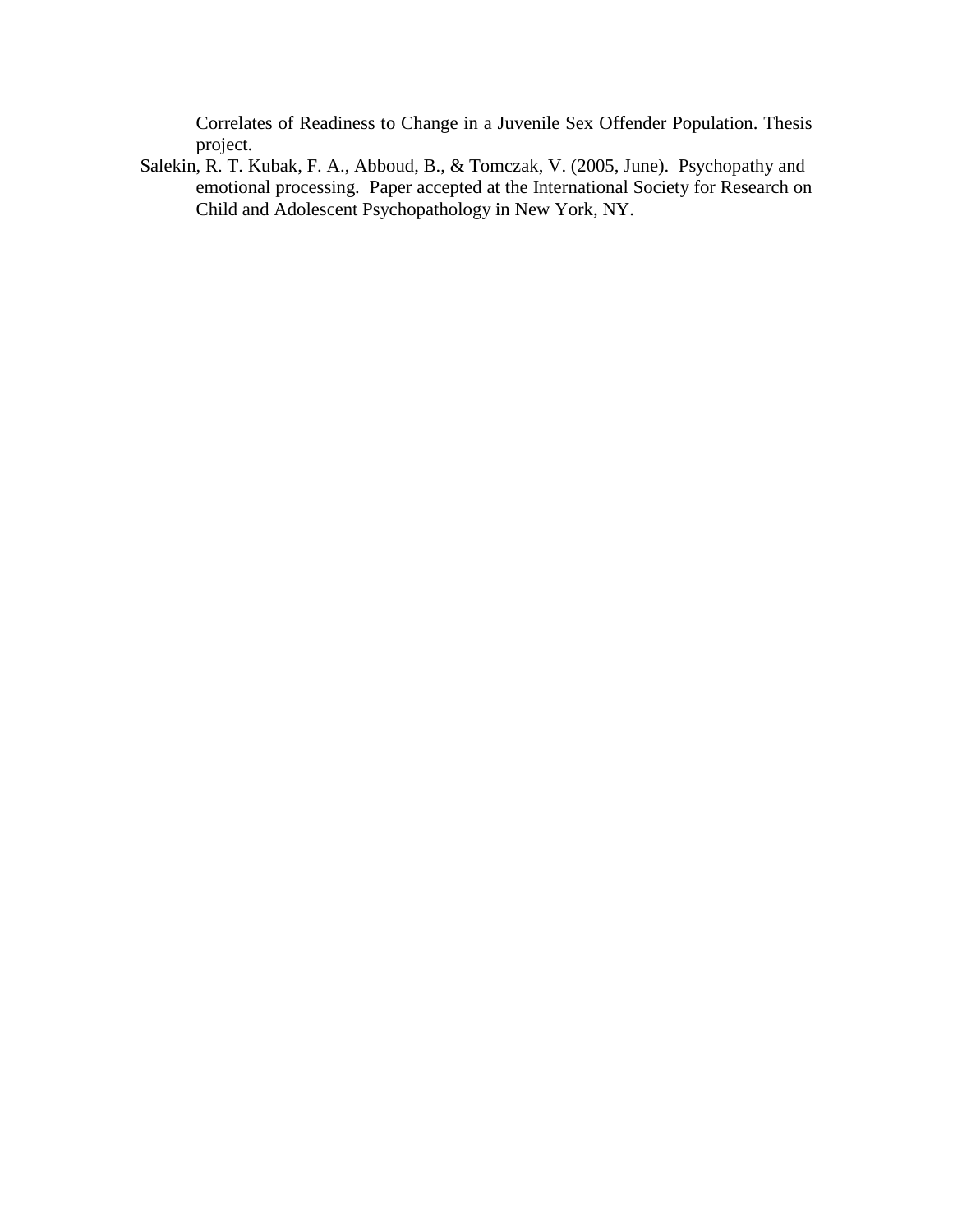Correlates of Readiness to Change in a Juvenile Sex Offender Population. Thesis project.

Salekin, R. T. Kubak, F. A., Abboud, B., & Tomczak, V. (2005, June). Psychopathy and emotional processing. Paper accepted at the International Society for Research on Child and Adolescent Psychopathology in New York, NY.